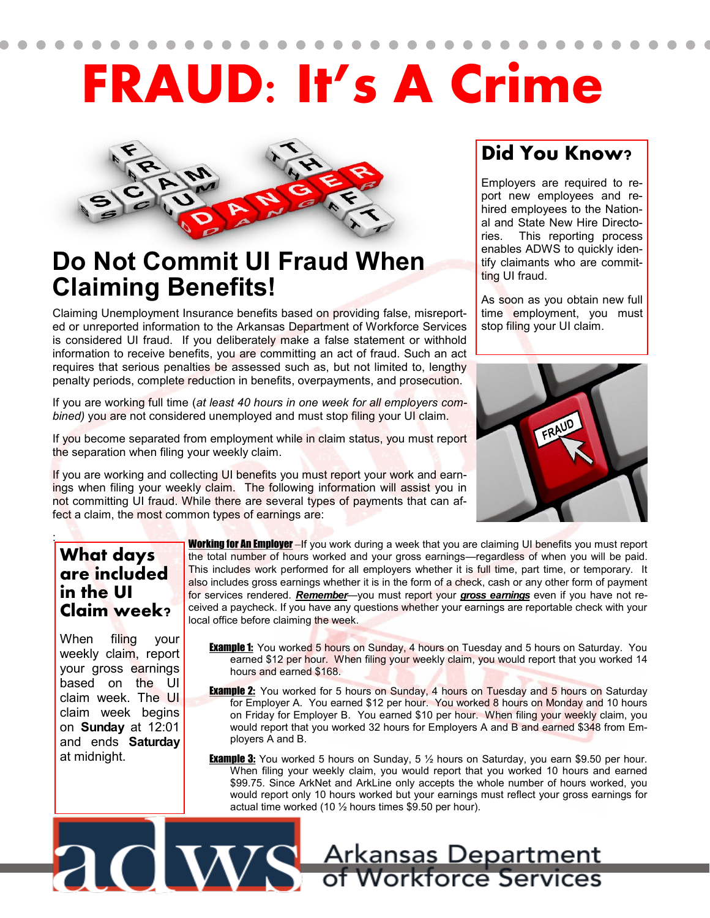# FRAUD: It's A Crime

## Do Not Commit UI Fraud When Claiming Benefits!

Claiming Unemployment Insurance benefits based on providing false, misreported or unreported information to the Arkansas Department of Workforce Services is considered UI fraud. If you deliberately make a false statement or withhold information to receive benefits, you are committing an act of fraud. Such an act requires that serious penalties be assessed such as, but not limited to, lengthy penalty periods, complete reduction in benefits, overpayments, and prosecution.

If you are working full time (*at least 40 hours in one week for all employers combined)* you are not considered unemployed and must stop filing your UI claim.

If you become separated from employment while in claim status, you must report the separation when filing your weekly claim.

If you are working and collecting UI benefits you must report your work and earnings when filing your weekly claim. The following information will assist you in not committing UI fraud. While there are several types of payments that can affect a claim, the most common types of earnings are:

### Did You Know?

Employers are required to report new employees and rehired employees to the National and State New Hire Directories. This reporting process enables ADWS to quickly identify claimants who are committing UI fraud.

As soon as you obtain new full time employment, you must stop filing your UI claim.

### What days are included in the UI Claim week?

When filing your weekly claim, report your gross earnings based on the UI claim week. The UI claim week begins on **Sunday** at 12:01 and ends **Saturday** at midnight.

**Working for An Employer** –If you work during a week that you are claiming UI benefits you must report the total number of hours worked and your gross earnings—regardless of when you will be paid. This includes work performed for all employers whether it is full time, part time, or temporary. It also includes gross earnings whether it is in the form of a check, cash or any other form of payment for services rendered. ***Remember***—you must report your ***gross earnings*** even if you have not received a paycheck. If you have any questions whether your earnings are reportable check with your local office before claiming the week.

**Example 1:** You worked 5 hours on Sunday, 4 hours on Tuesday and 5 hours on Saturday. You earned $12 per hour. When filing your weekly claim, you would report that you worked 14 hours and earned $168.

**Example 2:** You worked for 5 hours on Sunday, 4 hours on Tuesday and 5 hours on Saturday for Employer A. You earned $12 per hour. You worked 8 hours on Monday and 10 hours on Friday for Employer B. You earned $10 per hour. When filing your weekly claim, you would report that you worked 32 hours for Employers A and B and earned $348 from Employers A and B.

**Example 3:** You worked 5 hours on Sunday, 5 ½ hours on Saturday, you earn $9.50 per hour. When filing your weekly claim, you would report that you worked 10 hours and earned $99.75. Since ArkNet and ArkLine only accepts the whole number of hours worked, you would report only 10 hours worked but your earnings must reflect your gross earnings for actual time worked (10 ½ hours times $9.50 per hour).

adws Arkansas Department of Workforce Services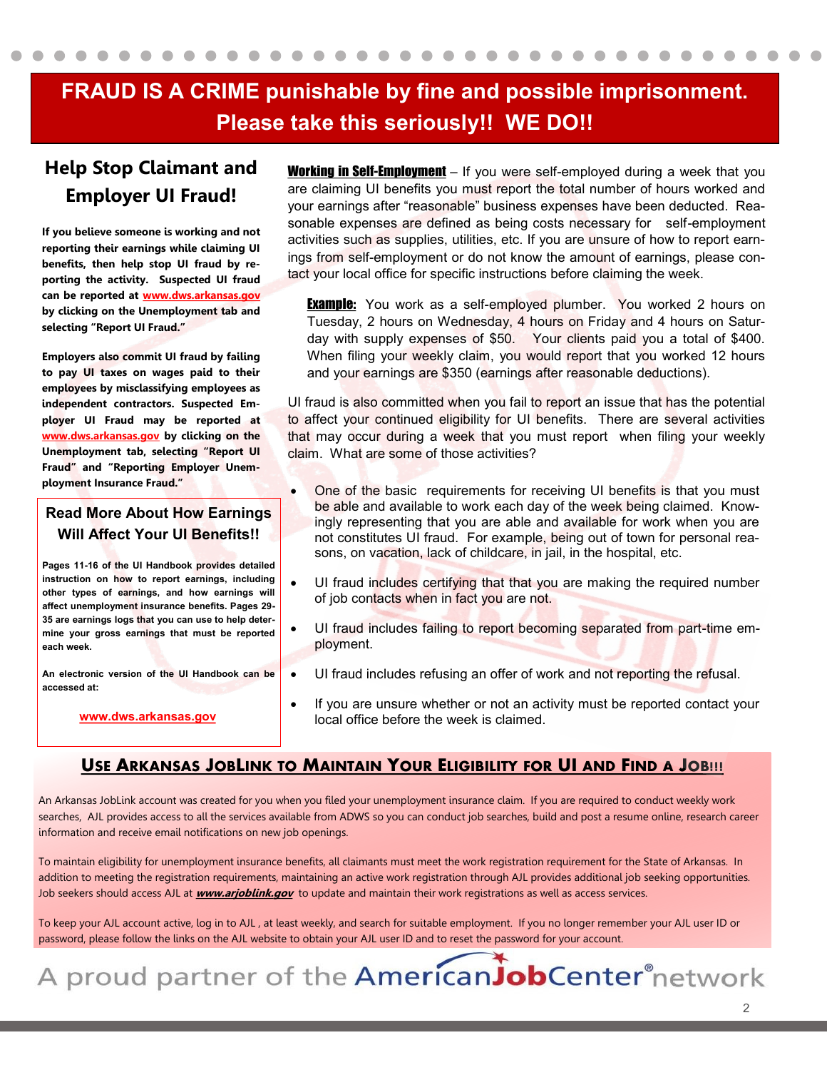**FRAUD IS A CRIME punishable by fine and possible imprisonment. Please take this seriously!! WE DO!!**

## Help Stop Claimant and Employer UI Fraud!

**If you believe someone is working and not reporting their earnings while claiming UI benefits, then help stop UI fraud by reporting the activity. Suspected UI fraud can be reported at www.dws.arkansas.gov by clicking on the Unemployment tab and selecting "Report UI Fraud."**

**Employers also commit UI fraud by failing to pay UI taxes on wages paid to their employees by misclassifying employees as independent contractors. Suspected Employer UI Fraud may be reported at www.dws.arkansas.gov by clicking on the Unemployment tab, selecting "Report UI Fraud" and "Reporting Employer Unemployment Insurance Fraud."**

### Read More About How Earnings Will Affect Your UI Benefits!!

**Pages 11-16 of the UI Handbook provides detailed instruction on how to report earnings, including other types of earnings, and how earnings will affect unemployment insurance benefits. Pages 29-35 are earnings logs that you can use to help determine your gross earnings that must be reported each week.**

**An electronic version of the UI Handbook can be accessed at:**

**www.dws.arkansas.gov**

**Working in Self-Employment** – If you were self-employed during a week that you are claiming UI benefits you must report the total number of hours worked and your earnings after "reasonable" business expenses have been deducted. Reasonable expenses are defined as being costs necessary for self-employment activities such as supplies, utilities, etc. If you are unsure of how to report earnings from self-employment or do not know the amount of earnings, please contact your local office for specific instructions before claiming the week.

> **Example:** You work as a self-employed plumber. You worked 2 hours on Tuesday, 2 hours on Wednesday, 4 hours on Friday and 4 hours on Saturday with supply expenses of $50. Your clients paid you a total of $400. When filing your weekly claim, you would report that you worked 12 hours and your earnings are $350 (earnings after reasonable deductions).

UI fraud is also committed when you fail to report an issue that has the potential to affect your continued eligibility for UI benefits. There are several activities that may occur during a week that you must report when filing your weekly claim. What are some of those activities?

- One of the basic requirements for receiving UI benefits is that you must be able and available to work each day of the week being claimed. Knowingly representing that you are able and available for work when you are not constitutes UI fraud. For example, being out of town for personal reasons, on vacation, lack of childcare, in jail, in the hospital, etc.
- UI fraud includes certifying that that you are making the required number of job contacts when in fact you are not.
- UI fraud includes failing to report becoming separated from part-time employment.
- UI fraud includes refusing an offer of work and not reporting the refusal.
- If you are unsure whether or not an activity must be reported contact your local office before the week is claimed.

## Use Arkansas JobLink to Maintain Your Eligibility for UI and Find a Job!!!

An Arkansas JobLink account was created for you when you filed your unemployment insurance claim. If you are required to conduct weekly work searches, AJL provides access to all the services available from ADWS so you can conduct job searches, build and post a resume online, research career information and receive email notifications on new job openings.

To maintain eligibility for unemployment insurance benefits, all claimants must meet the work registration requirement for the State of Arkansas. In addition to meeting the registration requirements, maintaining an active work registration through AJL provides additional job seeking opportunities. Job seekers should access AJL at ***www.arjoblink.gov*** to update and maintain their work registrations as well as access services.

To keep your AJL account active, log in to AJL , at least weekly, and search for suitable employment. If you no longer remember your AJL user ID or password, please follow the links on the AJL website to obtain your AJL user ID and to reset the password for your account.

A proud partner of the AmericanJobCenter® network